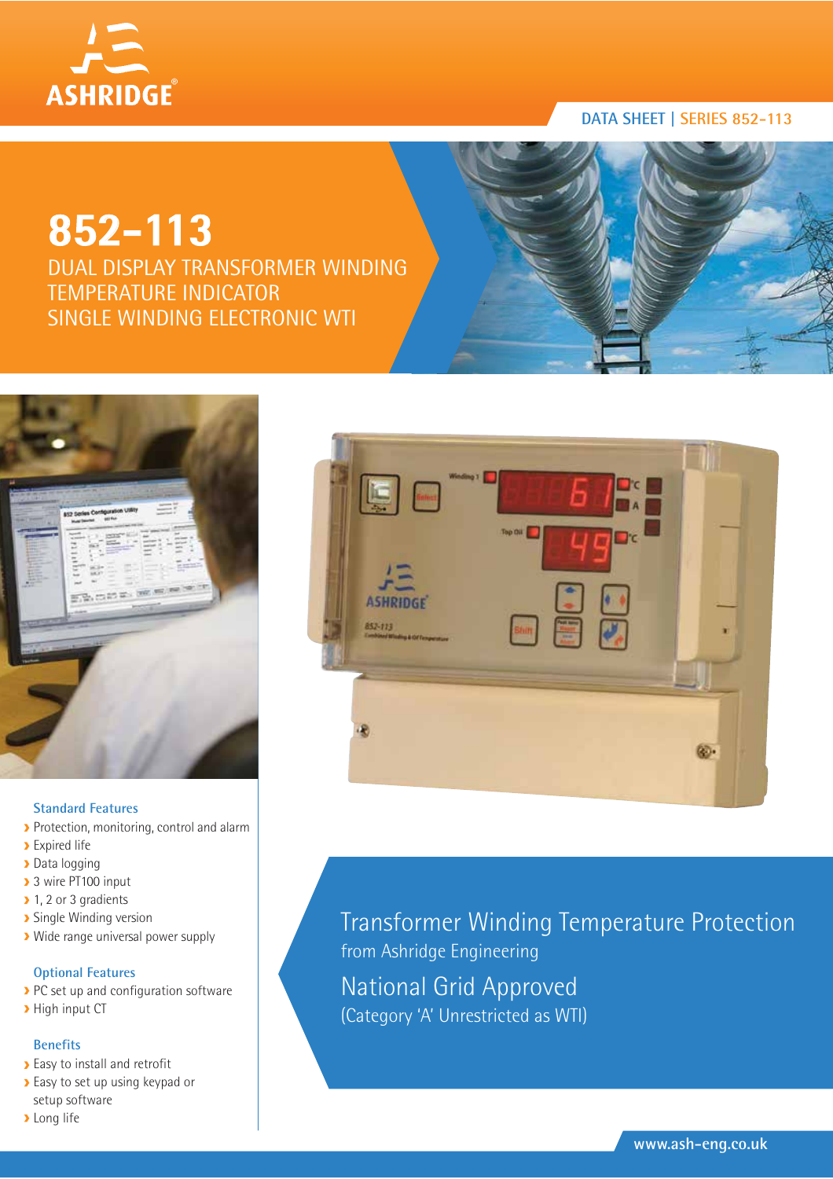DATA SHEET | SERIES 852-113

# 852-113

## DUAL DISPLAY TRANSFORMER WINDING TEMPERATURE INDICATOR SINGLE WINDING ELECTRONIC WTI

### Standard Features

- Protection, monitoring, control and alarm
- Expired life
- Data logging
- 3 wire PT100 input
- 1, 2 or 3 gradients
- Single Winding version
- Wide range universal power supply

### Optional Features

- PC set up and configuration software
- High input CT

### Benefits

- Easy to install and retrofit
- Easy to set up using keypad or setup software
- Long life

## Transformer Winding Temperature Protection

from Ashridge Engineering

## National Grid Approved

(Category 'A' Unrestricted as WTI)

www.ash-eng.co.uk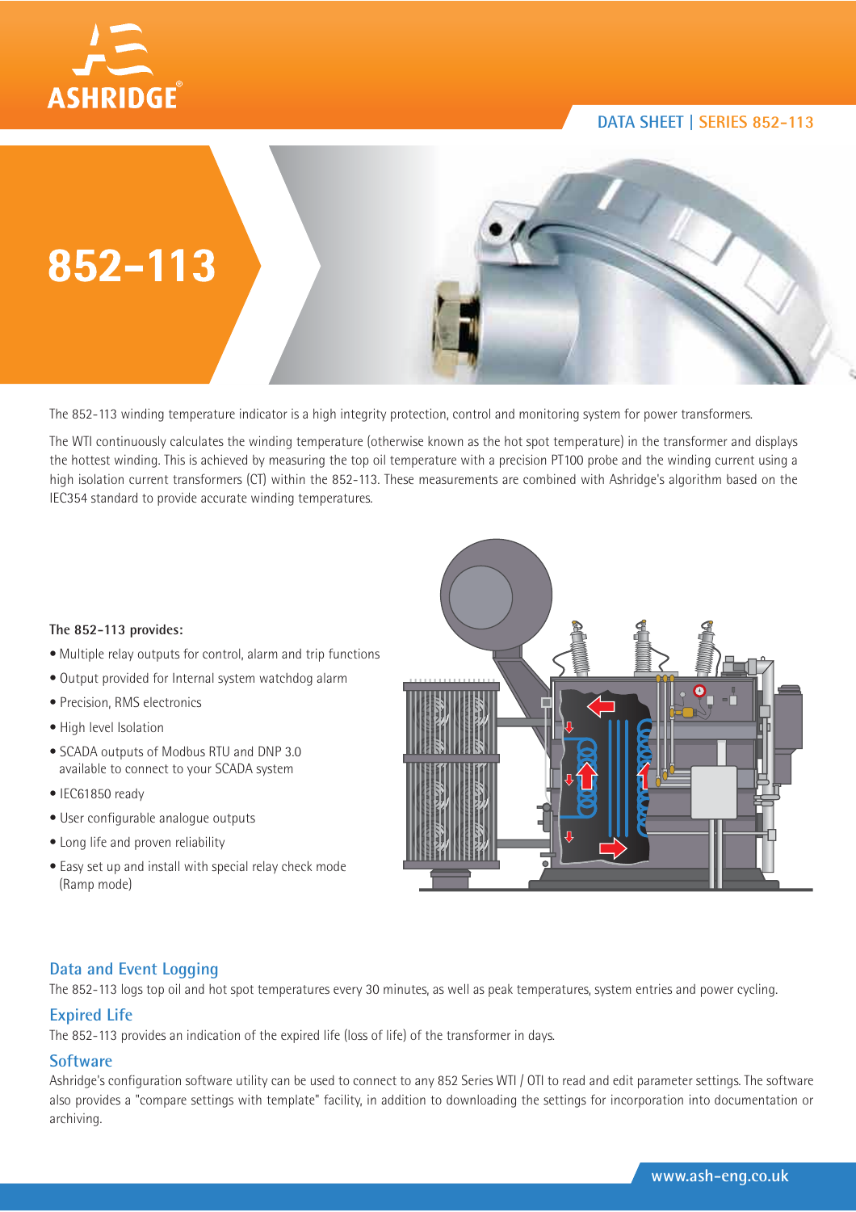# 852-113

The 852-113 winding temperature indicator is a high integrity protection, control and monitoring system for power transformers.

The WTI continuously calculates the winding temperature (otherwise known as the hot spot temperature) in the transformer and displays the hottest winding. This is achieved by measuring the top oil temperature with a precision PT100 probe and the winding current using a high isolation current transformers (CT) within the 852-113. These measurements are combined with Ashridge's algorithm based on the IEC354 standard to provide accurate winding temperatures.

**The 852-113 provides:**

- Multiple relay outputs for control, alarm and trip functions
- Output provided for Internal system watchdog alarm
- Precision, RMS electronics
- High level Isolation
- SCADA outputs of Modbus RTU and DNP 3.0 available to connect to your SCADA system
- IEC61850 ready
- User configurable analogue outputs
- Long life and proven reliability
- Easy set up and install with special relay check mode (Ramp mode)

## Data and Event Logging

The 852-113 logs top oil and hot spot temperatures every 30 minutes, as well as peak temperatures, system entries and power cycling.

## Expired Life

The 852-113 provides an indication of the expired life (loss of life) of the transformer in days.

## Software

Ashridge's configuration software utility can be used to connect to any 852 Series WTI / OTI to read and edit parameter settings. The software also provides a "compare settings with template" facility, in addition to downloading the settings for incorporation into documentation or archiving.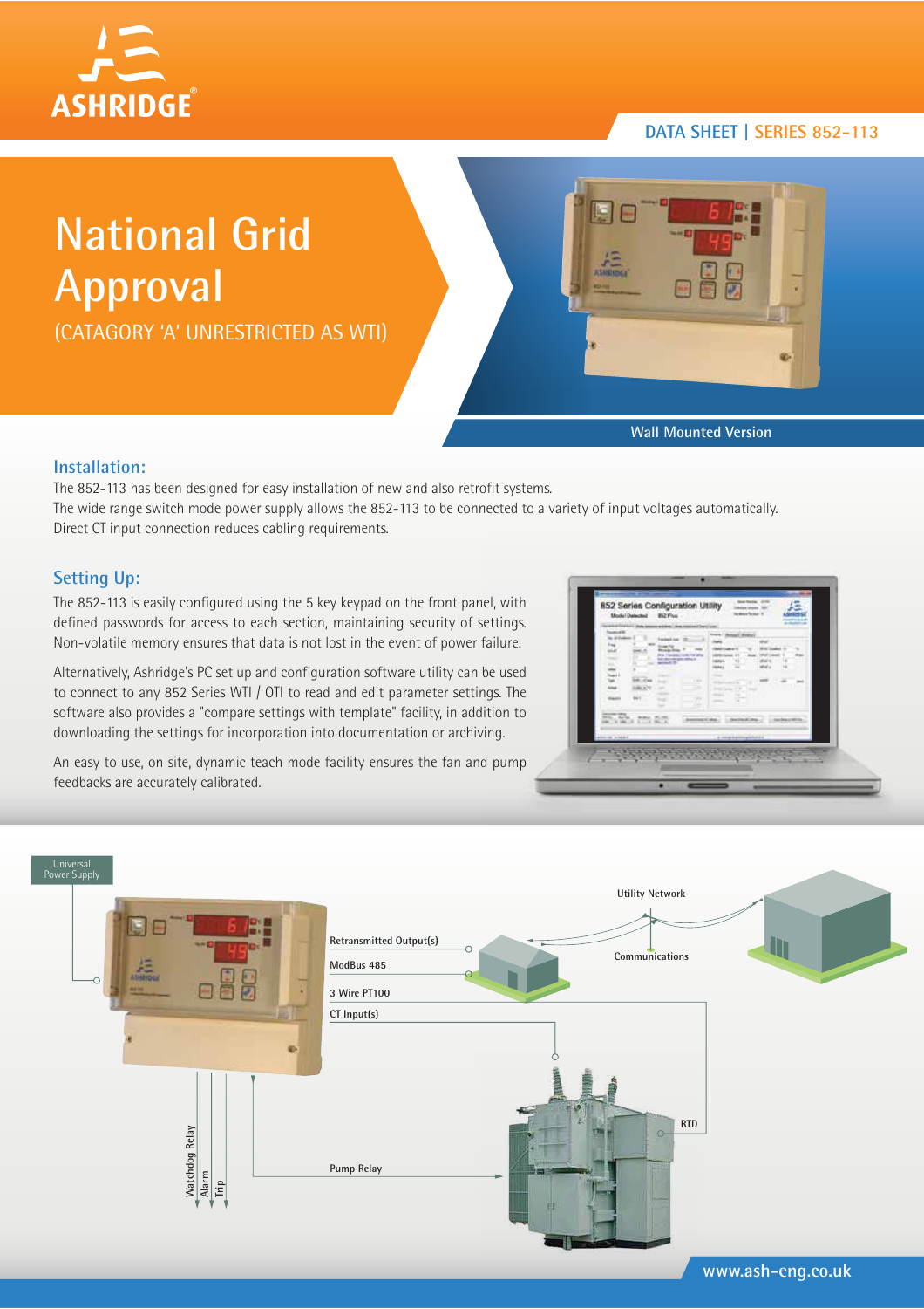DATA SHEET | SERIES 852-113

# National Grid Approval

(CATAGORY 'A' UNRESTRICTED AS WTI)

Wall Mounted Version

## Installation:

The 852-113 has been designed for easy installation of new and also retrofit systems.
The wide range switch mode power supply allows the 852-113 to be connected to a variety of input voltages automatically.
Direct CT input connection reduces cabling requirements.

## Setting Up:

The 852-113 is easily configured using the 5 key keypad on the front panel, with defined passwords for access to each section, maintaining security of settings. Non-volatile memory ensures that data is not lost in the event of power failure.

Alternatively, Ashridge's PC set up and configuration software utility can be used to connect to any 852 Series WTI / OTI to read and edit parameter settings. The software also provides a "compare settings with template" facility, in addition to downloading the settings for incorporation into documentation or archiving.

An easy to use, on site, dynamic teach mode facility ensures the fan and pump feedbacks are accurately calibrated.

Universal Power Supply

Utility Network

Retransmitted Output(s)

ModBus 485

Communications

3 Wire PT100

CT Input(s)

RTD

Watchdog Relay

Alarm

Trip

Pump Relay

www.ash-eng.co.uk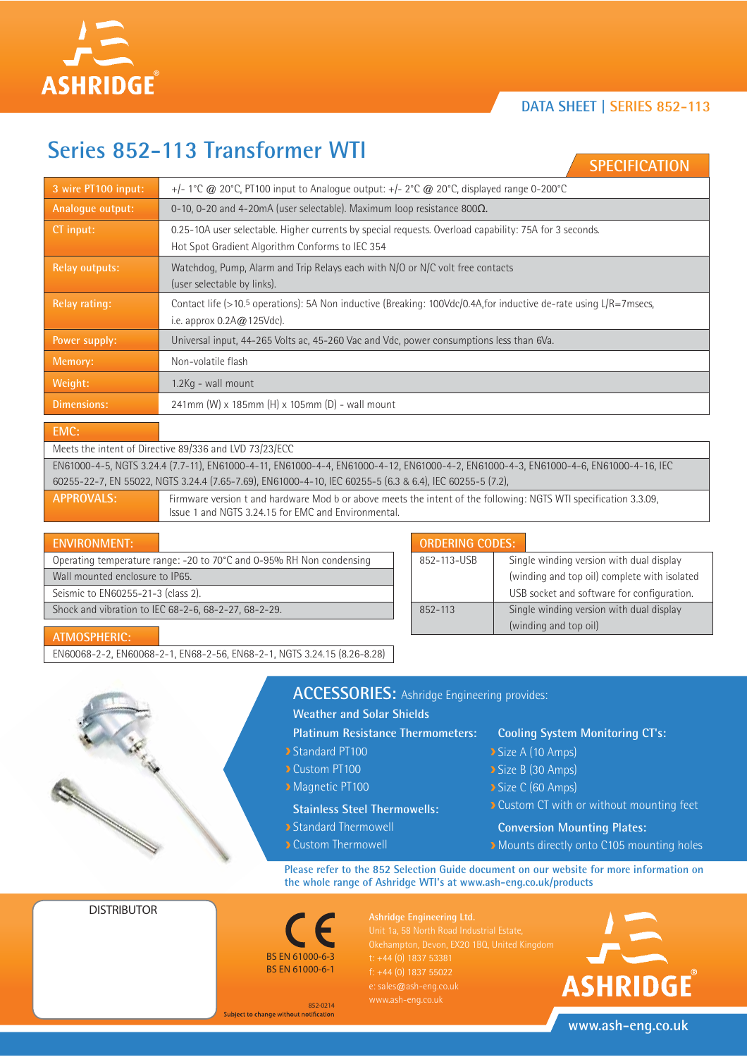DATA SHEET | SERIES 852-113

# Series 852-113 Transformer WTI

## SPECIFICATION

| | |
|---|---|
| 3 wire PT100 input: | +/- 1°C @ 20°C, PT100 input to Analogue output: +/- 2°C @ 20°C, displayed range 0-200°C |
| Analogue output: | 0-10, 0-20 and 4-20mA (user selectable). Maximum loop resistance 800Ω. |
| CT input: | 0.25-10A user selectable. Higher currents by special requests. Overload capability: 75A for 3 seconds. Hot Spot Gradient Algorithm Conforms to IEC 354 |
| Relay outputs: | Watchdog, Pump, Alarm and Trip Relays each with N/O or N/C volt free contacts (user selectable by links). |
| Relay rating: | Contact life (>$10^5$ operations): 5A Non inductive (Breaking: 100Vdc/0.4A,for inductive de-rate using L/R=7msecs, i.e. approx 0.2A@125Vdc). |
| Power supply: | Universal input, 44-265 Volts ac, 45-260 Vac and Vdc, power consumptions less than 6Va. |
| Memory: | Non-volatile flash |
| Weight: | 1.2Kg - wall mount |
| Dimensions: | 241mm (W) x 185mm (H) x 105mm (D) - wall mount |

### EMC:

Meets the intent of Directive 89/336 and LVD 73/23/ECC

EN61000-4-5, NGTS 3.24.4 (7.7-11), EN61000-4-11, EN61000-4-4, EN61000-4-12, EN61000-4-2, EN61000-4-3, EN61000-4-6, EN61000-4-16, IEC 60255-22-7, EN 55022, NGTS 3.24.4 (7.65-7.69), EN61000-4-10, IEC 60255-5 (6.3 & 6.4), IEC 60255-5 (7.2),

| | |
|---|---|
| APPROVALS: | Firmware version t and hardware Mod b or above meets the intent of the following: NGTS WTI specification 3.3.09, Issue 1 and NGTS 3.24.15 for EMC and Environmental. |

### ENVIRONMENT:

- Operating temperature range: -20 to 70°C and 0-95% RH Non condensing
- Wall mounted enclosure to IP65.
- Seismic to EN60255-21-3 (class 2).
- Shock and vibration to IEC 68-2-6, 68-2-27, 68-2-29.

### ATMOSPHERIC:

EN60068-2-2, EN60068-2-1, EN68-2-56, EN68-2-1, NGTS 3.24.15 (8.26-8.28)

### ORDERING CODES:

| | |
|---|---|
| 852-113-USB | Single winding version with dual display (winding and top oil) complete with isolated USB socket and software for configuration. |
| 852-113 | Single winding version with dual display (winding and top oil) |

## ACCESSORIES: Ashridge Engineering provides:

**Weather and Solar Shields**

**Platinum Resistance Thermometers:**
- Standard PT100
- Custom PT100
- Magnetic PT100

**Stainless Steel Thermowells:**
- Standard Thermowell
- Custom Thermowell

**Cooling System Monitoring CT's:**
- Size A (10 Amps)
- Size B (30 Amps)
- Size C (60 Amps)
- Custom CT with or without mounting feet

**Conversion Mounting Plates:**
- Mounts directly onto C105 mounting holes

Please refer to the 852 Selection Guide document on our website for more information on the whole range of Ashridge WTI's at www.ash-eng.co.uk/products

DISTRIBUTOR

BS EN 61000-6-3
BS EN 61000-6-1

852-0214
Subject to change without notification

**Ashridge Engineering Ltd.**
Unit 1a, 58 North Road Industrial Estate,
Okehampton, Devon, EX20 1BQ, United Kingdom
t: +44 (0) 1837 53381
f: +44 (0) 1837 55022
e: sales@ash-eng.co.uk
www.ash-eng.co.uk

www.ash-eng.co.uk